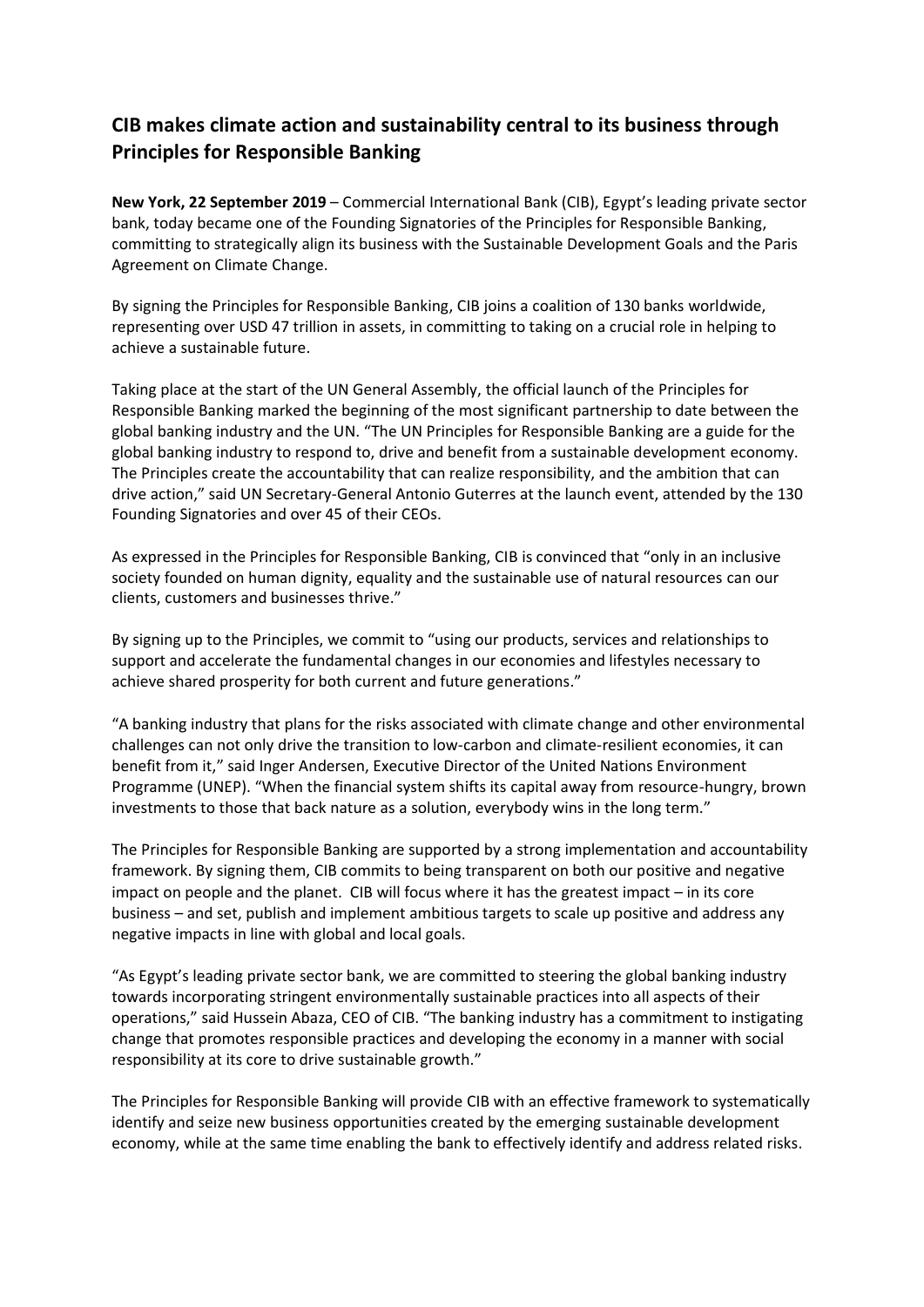# CIB makes climate action and sustainability central to its business through Principles for Responsible Banking

**New York, 22 September 2019** – Commercial International Bank (CIB), Egypt's leading private sector bank, today became one of the Founding Signatories of the Principles for Responsible Banking, committing to strategically align its business with the Sustainable Development Goals and the Paris Agreement on Climate Change.

By signing the Principles for Responsible Banking, CIB joins a coalition of 130 banks worldwide, representing over USD 47 trillion in assets, in committing to taking on a crucial role in helping to achieve a sustainable future.

Taking place at the start of the UN General Assembly, the official launch of the Principles for Responsible Banking marked the beginning of the most significant partnership to date between the global banking industry and the UN. "The UN Principles for Responsible Banking are a guide for the global banking industry to respond to, drive and benefit from a sustainable development economy. The Principles create the accountability that can realize responsibility, and the ambition that can drive action," said UN Secretary-General Antonio Guterres at the launch event, attended by the 130 Founding Signatories and over 45 of their CEOs.

As expressed in the Principles for Responsible Banking, CIB is convinced that "only in an inclusive society founded on human dignity, equality and the sustainable use of natural resources can our clients, customers and businesses thrive."

By signing up to the Principles, we commit to "using our products, services and relationships to support and accelerate the fundamental changes in our economies and lifestyles necessary to achieve shared prosperity for both current and future generations."

"A banking industry that plans for the risks associated with climate change and other environmental challenges can not only drive the transition to low-carbon and climate-resilient economies, it can benefit from it," said Inger Andersen, Executive Director of the United Nations Environment Programme (UNEP). "When the financial system shifts its capital away from resource-hungry, brown investments to those that back nature as a solution, everybody wins in the long term."

The Principles for Responsible Banking are supported by a strong implementation and accountability framework. By signing them, CIB commits to being transparent on both our positive and negative impact on people and the planet. CIB will focus where it has the greatest impact – in its core business – and set, publish and implement ambitious targets to scale up positive and address any negative impacts in line with global and local goals.

"As Egypt's leading private sector bank, we are committed to steering the global banking industry towards incorporating stringent environmentally sustainable practices into all aspects of their operations," said Hussein Abaza, CEO of CIB. "The banking industry has a commitment to instigating change that promotes responsible practices and developing the economy in a manner with social responsibility at its core to drive sustainable growth."

The Principles for Responsible Banking will provide CIB with an effective framework to systematically identify and seize new business opportunities created by the emerging sustainable development economy, while at the same time enabling the bank to effectively identify and address related risks.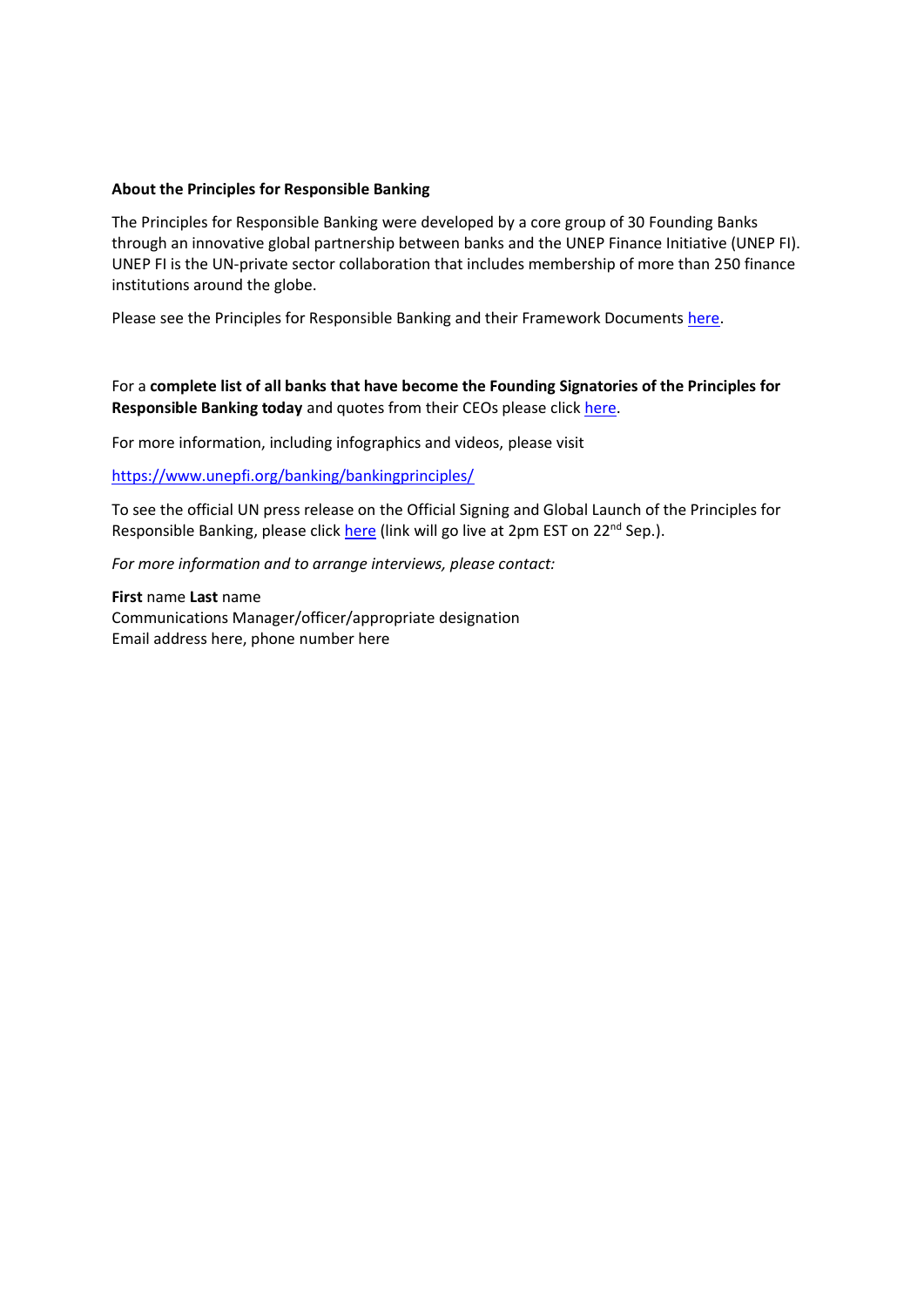**About the Principles for Responsible Banking**

The Principles for Responsible Banking were developed by a core group of 30 Founding Banks through an innovative global partnership between banks and the UNEP Finance Initiative (UNEP FI). UNEP FI is the UN-private sector collaboration that includes membership of more than 250 finance institutions around the globe.

Please see the Principles for Responsible Banking and their Framework Documents here.

For a **complete list of all banks that have become the Founding Signatories of the Principles for Responsible Banking today** and quotes from their CEOs please click here.

For more information, including infographics and videos, please visit

https://www.unepfi.org/banking/bankingprinciples/

To see the official UN press release on the Official Signing and Global Launch of the Principles for Responsible Banking, please click here (link will go live at 2pm EST on 22nd Sep.).

*For more information and to arrange interviews, please contact:*

**First** name **Last** name
Communications Manager/officer/appropriate designation
Email address here, phone number here